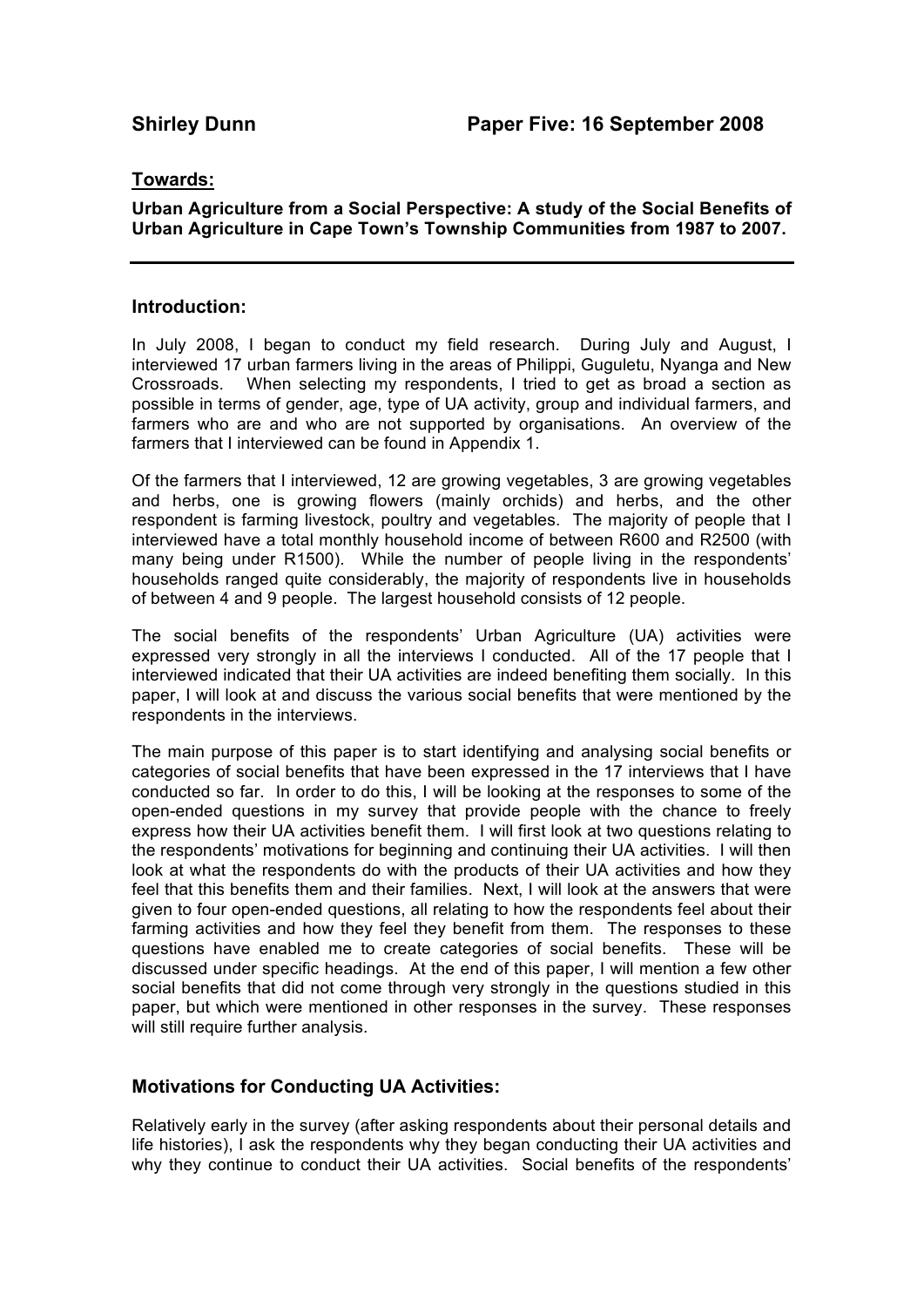**Shirley Dunn** **Paper Five: 16 September 2008**

## Towards:

**Urban Agriculture from a Social Perspective: A study of the Social Benefits of Urban Agriculture in Cape Town's Township Communities from 1987 to 2007.**

---

## Introduction:

In July 2008, I began to conduct my field research. During July and August, I interviewed 17 urban farmers living in the areas of Philippi, Guguletu, Nyanga and New Crossroads. When selecting my respondents, I tried to get as broad a section as possible in terms of gender, age, type of UA activity, group and individual farmers, and farmers who are and who are not supported by organisations. An overview of the farmers that I interviewed can be found in Appendix 1.

Of the farmers that I interviewed, 12 are growing vegetables, 3 are growing vegetables and herbs, one is growing flowers (mainly orchids) and herbs, and the other respondent is farming livestock, poultry and vegetables. The majority of people that I interviewed have a total monthly household income of between R600 and R2500 (with many being under R1500). While the number of people living in the respondents' households ranged quite considerably, the majority of respondents live in households of between 4 and 9 people. The largest household consists of 12 people.

The social benefits of the respondents' Urban Agriculture (UA) activities were expressed very strongly in all the interviews I conducted. All of the 17 people that I interviewed indicated that their UA activities are indeed benefiting them socially. In this paper, I will look at and discuss the various social benefits that were mentioned by the respondents in the interviews.

The main purpose of this paper is to start identifying and analysing social benefits or categories of social benefits that have been expressed in the 17 interviews that I have conducted so far. In order to do this, I will be looking at the responses to some of the open-ended questions in my survey that provide people with the chance to freely express how their UA activities benefit them. I will first look at two questions relating to the respondents' motivations for beginning and continuing their UA activities. I will then look at what the respondents do with the products of their UA activities and how they feel that this benefits them and their families. Next, I will look at the answers that were given to four open-ended questions, all relating to how the respondents feel about their farming activities and how they feel they benefit from them. The responses to these questions have enabled me to create categories of social benefits. These will be discussed under specific headings. At the end of this paper, I will mention a few other social benefits that did not come through very strongly in the questions studied in this paper, but which were mentioned in other responses in the survey. These responses will still require further analysis.

## Motivations for Conducting UA Activities:

Relatively early in the survey (after asking respondents about their personal details and life histories), I ask the respondents why they began conducting their UA activities and why they continue to conduct their UA activities. Social benefits of the respondents'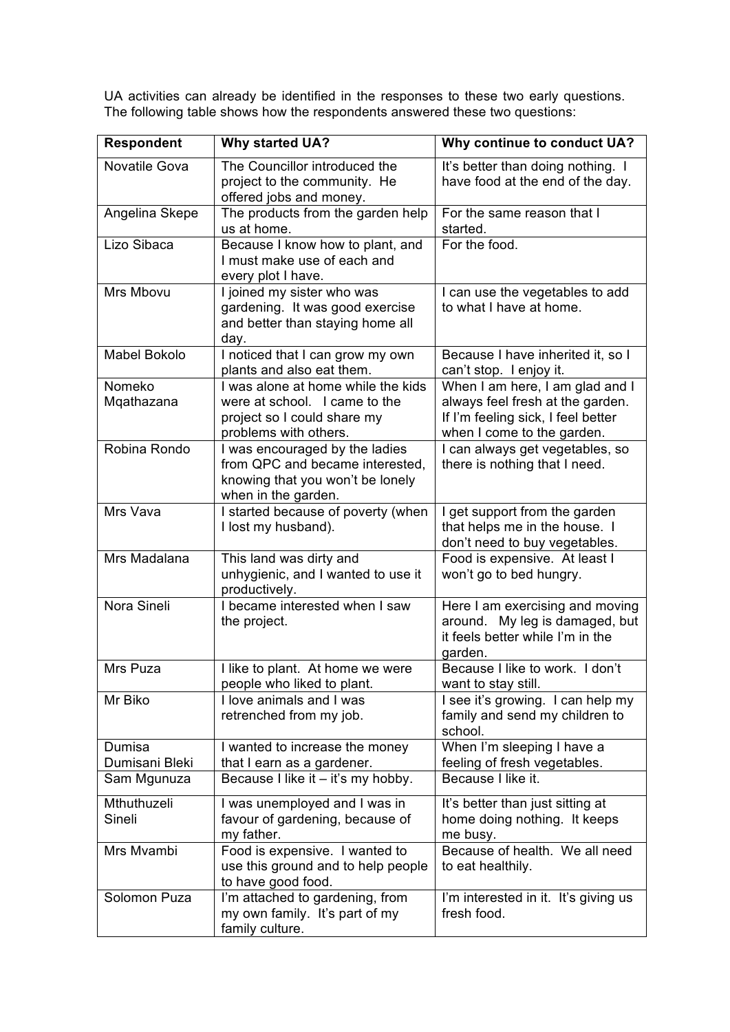UA activities can already be identified in the responses to these two early questions. The following table shows how the respondents answered these two questions:

| Respondent | Why started UA? | Why continue to conduct UA? |
|---|---|---|
| Novatile Gova | The Councillor introduced the project to the community. He offered jobs and money. | It's better than doing nothing. I have food at the end of the day. |
| Angelina Skepe | The products from the garden help us at home. | For the same reason that I started. |
| Lizo Sibaca | Because I know how to plant, and I must make use of each and every plot I have. | For the food. |
| Mrs Mbovu | I joined my sister who was gardening. It was good exercise and better than staying home all day. | I can use the vegetables to add to what I have at home. |
| Mabel Bokolo | I noticed that I can grow my own plants and also eat them. | Because I have inherited it, so I can't stop. I enjoy it. |
| Nomeko Mqathazana | I was alone at home while the kids were at school. I came to the project so I could share my problems with others. | When I am here, I am glad and I always feel fresh at the garden. If I'm feeling sick, I feel better when I come to the garden. |
| Robina Rondo | I was encouraged by the ladies from QPC and became interested, knowing that you won't be lonely when in the garden. | I can always get vegetables, so there is nothing that I need. |
| Mrs Vava | I started because of poverty (when I lost my husband). | I get support from the garden that helps me in the house. I don't need to buy vegetables. |
| Mrs Madalana | This land was dirty and unhygienic, and I wanted to use it productively. | Food is expensive. At least I won't go to bed hungry. |
| Nora Sineli | I became interested when I saw the project. | Here I am exercising and moving around. My leg is damaged, but it feels better while I'm in the garden. |
| Mrs Puza | I like to plant. At home we were people who liked to plant. | Because I like to work. I don't want to stay still. |
| Mr Biko | I love animals and I was retrenched from my job. | I see it's growing. I can help my family and send my children to school. |
| Dumisa Dumisani Bleki | I wanted to increase the money that I earn as a gardener. | When I'm sleeping I have a feeling of fresh vegetables. |
| Sam Mgunuza | Because I like it – it's my hobby. | Because I like it. |
| Mthuthuzeli Sineli | I was unemployed and I was in favour of gardening, because of my father. | It's better than just sitting at home doing nothing. It keeps me busy. |
| Mrs Mvambi | Food is expensive. I wanted to use this ground and to help people to have good food. | Because of health. We all need to eat healthily. |
| Solomon Puza | I'm attached to gardening, from my own family. It's part of my family culture. | I'm interested in it. It's giving us fresh food. |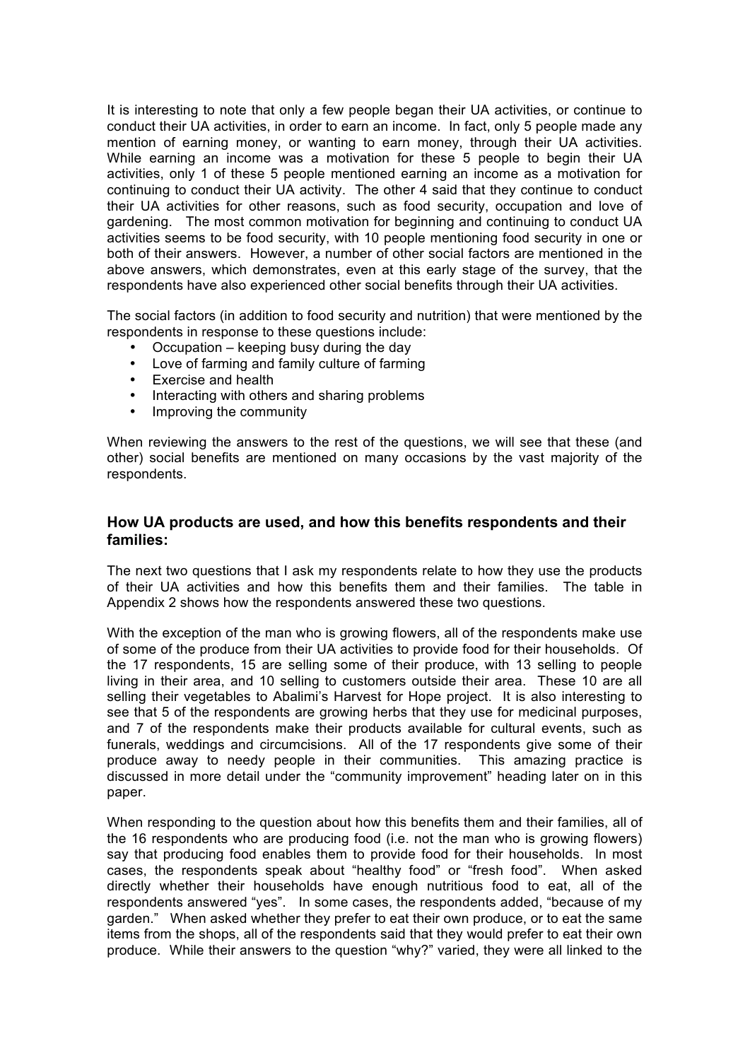It is interesting to note that only a few people began their UA activities, or continue to conduct their UA activities, in order to earn an income. In fact, only 5 people made any mention of earning money, or wanting to earn money, through their UA activities. While earning an income was a motivation for these 5 people to begin their UA activities, only 1 of these 5 people mentioned earning an income as a motivation for continuing to conduct their UA activity. The other 4 said that they continue to conduct their UA activities for other reasons, such as food security, occupation and love of gardening. The most common motivation for beginning and continuing to conduct UA activities seems to be food security, with 10 people mentioning food security in one or both of their answers. However, a number of other social factors are mentioned in the above answers, which demonstrates, even at this early stage of the survey, that the respondents have also experienced other social benefits through their UA activities.

The social factors (in addition to food security and nutrition) that were mentioned by the respondents in response to these questions include:

- Occupation – keeping busy during the day
- Love of farming and family culture of farming
- Exercise and health
- Interacting with others and sharing problems
- Improving the community

When reviewing the answers to the rest of the questions, we will see that these (and other) social benefits are mentioned on many occasions by the vast majority of the respondents.

### How UA products are used, and how this benefits respondents and their families:

The next two questions that I ask my respondents relate to how they use the products of their UA activities and how this benefits them and their families. The table in Appendix 2 shows how the respondents answered these two questions.

With the exception of the man who is growing flowers, all of the respondents make use of some of the produce from their UA activities to provide food for their households. Of the 17 respondents, 15 are selling some of their produce, with 13 selling to people living in their area, and 10 selling to customers outside their area. These 10 are all selling their vegetables to Abalimi's Harvest for Hope project. It is also interesting to see that 5 of the respondents are growing herbs that they use for medicinal purposes, and 7 of the respondents make their products available for cultural events, such as funerals, weddings and circumcisions. All of the 17 respondents give some of their produce away to needy people in their communities. This amazing practice is discussed in more detail under the "community improvement" heading later on in this paper.

When responding to the question about how this benefits them and their families, all of the 16 respondents who are producing food (i.e. not the man who is growing flowers) say that producing food enables them to provide food for their households. In most cases, the respondents speak about "healthy food" or "fresh food". When asked directly whether their households have enough nutritious food to eat, all of the respondents answered "yes". In some cases, the respondents added, "because of my garden." When asked whether they prefer to eat their own produce, or to eat the same items from the shops, all of the respondents said that they would prefer to eat their own produce. While their answers to the question "why?" varied, they were all linked to the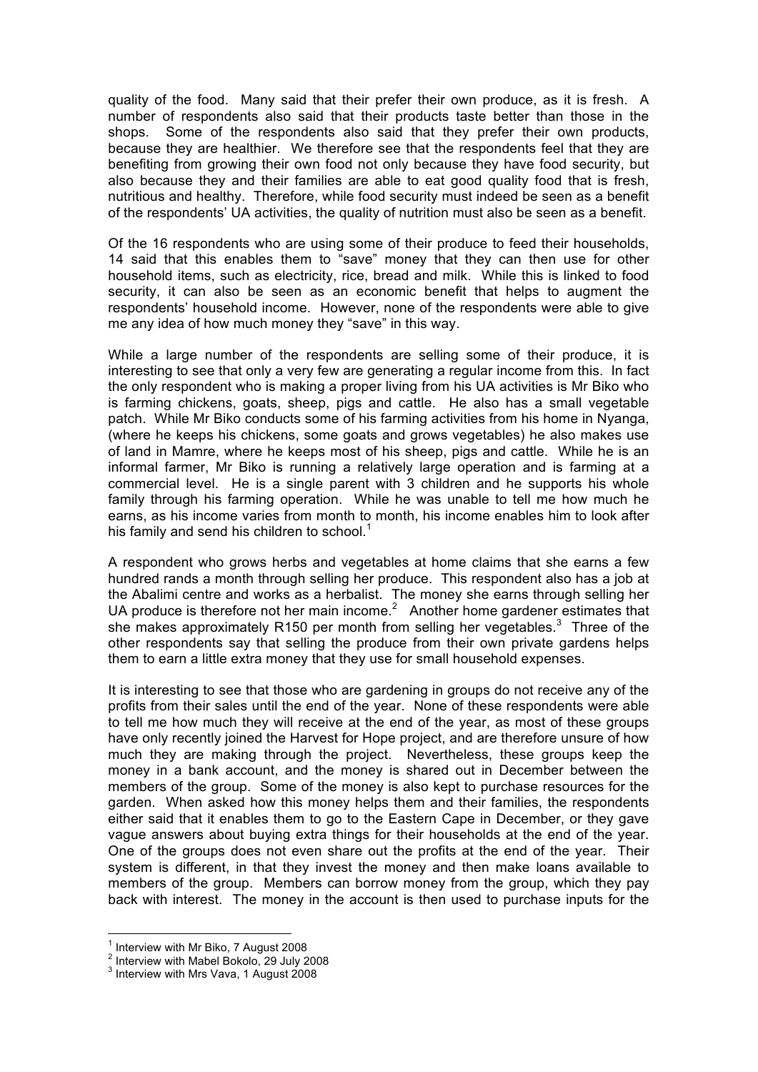quality of the food. Many said that their prefer their own produce, as it is fresh. A number of respondents also said that their products taste better than those in the shops. Some of the respondents also said that they prefer their own products, because they are healthier. We therefore see that the respondents feel that they are benefiting from growing their own food not only because they have food security, but also because they and their families are able to eat good quality food that is fresh, nutritious and healthy. Therefore, while food security must indeed be seen as a benefit of the respondents' UA activities, the quality of nutrition must also be seen as a benefit.

Of the 16 respondents who are using some of their produce to feed their households, 14 said that this enables them to "save" money that they can then use for other household items, such as electricity, rice, bread and milk. While this is linked to food security, it can also be seen as an economic benefit that helps to augment the respondents' household income. However, none of the respondents were able to give me any idea of how much money they "save" in this way.

While a large number of the respondents are selling some of their produce, it is interesting to see that only a very few are generating a regular income from this. In fact the only respondent who is making a proper living from his UA activities is Mr Biko who is farming chickens, goats, sheep, pigs and cattle. He also has a small vegetable patch. While Mr Biko conducts some of his farming activities from his home in Nyanga, (where he keeps his chickens, some goats and grows vegetables) he also makes use of land in Mamre, where he keeps most of his sheep, pigs and cattle. While he is an informal farmer, Mr Biko is running a relatively large operation and is farming at a commercial level. He is a single parent with 3 children and he supports his whole family through his farming operation. While he was unable to tell me how much he earns, as his income varies from month to month, his income enables him to look after his family and send his children to school.[1]

A respondent who grows herbs and vegetables at home claims that she earns a few hundred rands a month through selling her produce. This respondent also has a job at the Abalimi centre and works as a herbalist. The money she earns through selling her UA produce is therefore not her main income.[2] Another home gardener estimates that she makes approximately R150 per month from selling her vegetables.[3] Three of the other respondents say that selling the produce from their own private gardens helps them to earn a little extra money that they use for small household expenses.

It is interesting to see that those who are gardening in groups do not receive any of the profits from their sales until the end of the year. None of these respondents were able to tell me how much they will receive at the end of the year, as most of these groups have only recently joined the Harvest for Hope project, and are therefore unsure of how much they are making through the project. Nevertheless, these groups keep the money in a bank account, and the money is shared out in December between the members of the group. Some of the money is also kept to purchase resources for the garden. When asked how this money helps them and their families, the respondents either said that it enables them to go to the Eastern Cape in December, or they gave vague answers about buying extra things for their households at the end of the year. One of the groups does not even share out the profits at the end of the year. Their system is different, in that they invest the money and then make loans available to members of the group. Members can borrow money from the group, which they pay back with interest. The money in the account is then used to purchase inputs for the

---

[1] Interview with Mr Biko, 7 August 2008

[2] Interview with Mabel Bokolo, 29 July 2008

[3] Interview with Mrs Vava, 1 August 2008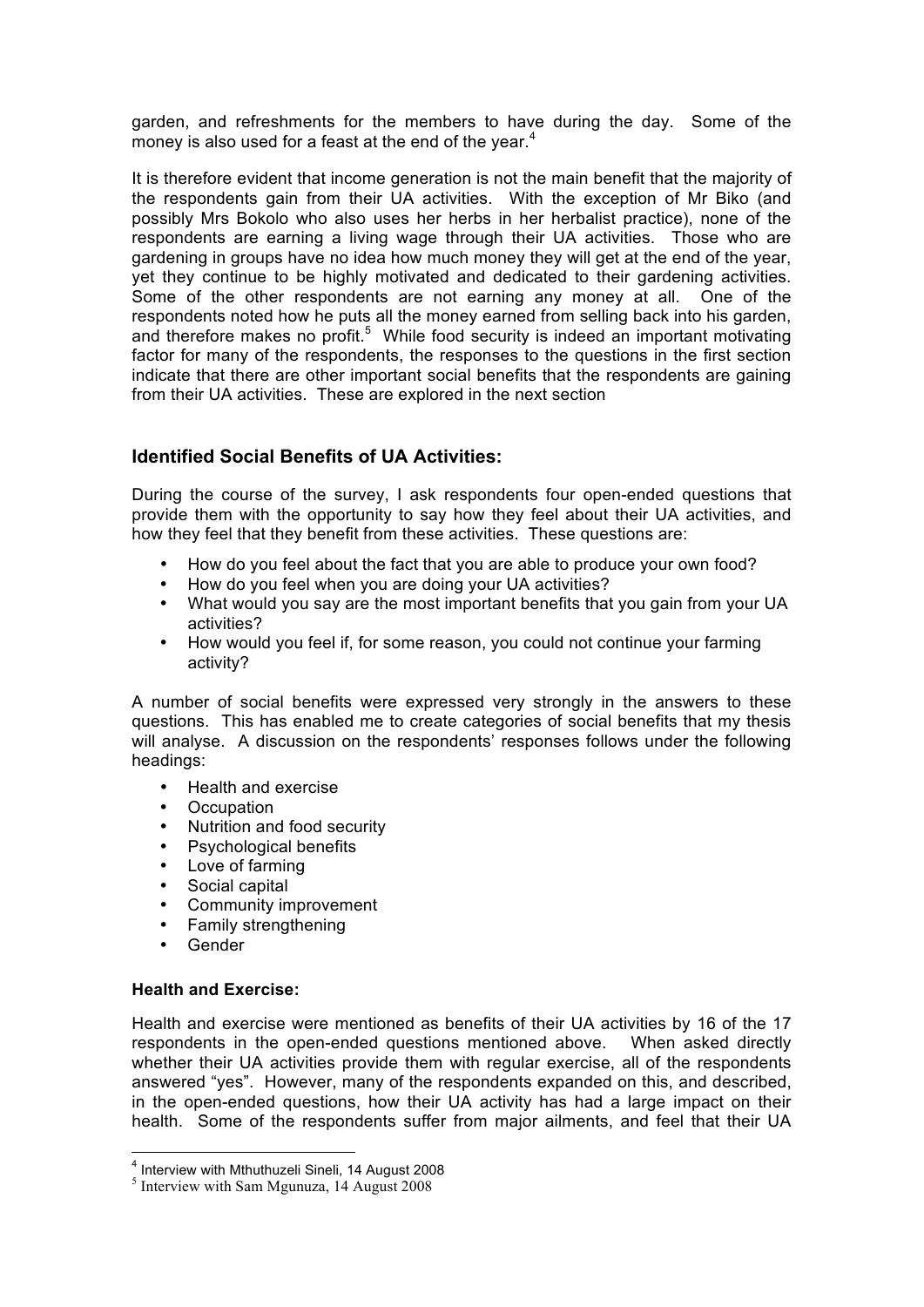garden, and refreshments for the members to have during the day. Some of the money is also used for a feast at the end of the year.[4]

It is therefore evident that income generation is not the main benefit that the majority of the respondents gain from their UA activities. With the exception of Mr Biko (and possibly Mrs Bokolo who also uses her herbs in her herbalist practice), none of the respondents are earning a living wage through their UA activities. Those who are gardening in groups have no idea how much money they will get at the end of the year, yet they continue to be highly motivated and dedicated to their gardening activities. Some of the other respondents are not earning any money at all. One of the respondents noted how he puts all the money earned from selling back into his garden, and therefore makes no profit.[5] While food security is indeed an important motivating factor for many of the respondents, the responses to the questions in the first section indicate that there are other important social benefits that the respondents are gaining from their UA activities. These are explored in the next section

## Identified Social Benefits of UA Activities:

During the course of the survey, I ask respondents four open-ended questions that provide them with the opportunity to say how they feel about their UA activities, and how they feel that they benefit from these activities. These questions are:

- How do you feel about the fact that you are able to produce your own food?
- How do you feel when you are doing your UA activities?
- What would you say are the most important benefits that you gain from your UA activities?
- How would you feel if, for some reason, you could not continue your farming activity?

A number of social benefits were expressed very strongly in the answers to these questions. This has enabled me to create categories of social benefits that my thesis will analyse. A discussion on the respondents' responses follows under the following headings:

- Health and exercise
- Occupation
- Nutrition and food security
- Psychological benefits
- Love of farming
- Social capital
- Community improvement
- Family strengthening
- Gender

### Health and Exercise:

Health and exercise were mentioned as benefits of their UA activities by 16 of the 17 respondents in the open-ended questions mentioned above. When asked directly whether their UA activities provide them with regular exercise, all of the respondents answered "yes". However, many of the respondents expanded on this, and described, in the open-ended questions, how their UA activity has had a large impact on their health. Some of the respondents suffer from major ailments, and feel that their UA

[4] Interview with Mthuthuzeli Sineli, 14 August 2008

[5] Interview with Sam Mgunuza, 14 August 2008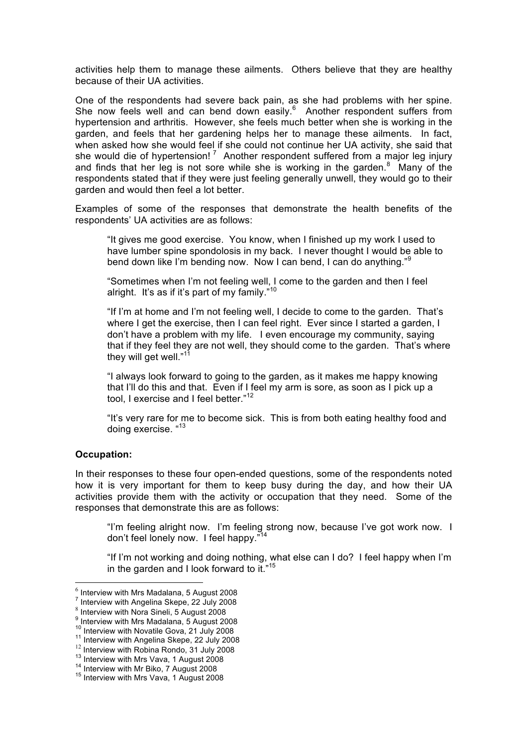activities help them to manage these ailments. Others believe that they are healthy because of their UA activities.

One of the respondents had severe back pain, as she had problems with her spine. She now feels well and can bend down easily.[6] Another respondent suffers from hypertension and arthritis. However, she feels much better when she is working in the garden, and feels that her gardening helps her to manage these ailments. In fact, when asked how she would feel if she could not continue her UA activity, she said that she would die of hypertension![7] Another respondent suffered from a major leg injury and finds that her leg is not sore while she is working in the garden.[8] Many of the respondents stated that if they were just feeling generally unwell, they would go to their garden and would then feel a lot better.

Examples of some of the responses that demonstrate the health benefits of the respondents' UA activities are as follows:

> "It gives me good exercise. You know, when I finished up my work I used to have lumber spine spondolosis in my back. I never thought I would be able to bend down like I'm bending now. Now I can bend, I can do anything."[9]
>
> "Sometimes when I'm not feeling well, I come to the garden and then I feel alright. It's as if it's part of my family."[10]
>
> "If I'm at home and I'm not feeling well, I decide to come to the garden. That's where I get the exercise, then I can feel right. Ever since I started a garden, I don't have a problem with my life. I even encourage my community, saying that if they feel they are not well, they should come to the garden. That's where they will get well."[11]
>
> "I always look forward to going to the garden, as it makes me happy knowing that I'll do this and that. Even if I feel my arm is sore, as soon as I pick up a tool, I exercise and I feel better."[12]
>
> "It's very rare for me to become sick. This is from both eating healthy food and doing exercise. "[13]

**Occupation:**

In their responses to these four open-ended questions, some of the respondents noted how it is very important for them to keep busy during the day, and how their UA activities provide them with the activity or occupation that they need. Some of the responses that demonstrate this are as follows:

> "I'm feeling alright now. I'm feeling strong now, because I've got work now. I don't feel lonely now. I feel happy."[14]
>
> "If I'm not working and doing nothing, what else can I do? I feel happy when I'm in the garden and I look forward to it."[15]

---

[6] Interview with Mrs Madalana, 5 August 2008
[7] Interview with Angelina Skepe, 22 July 2008
[8] Interview with Nora Sineli, 5 August 2008
[9] Interview with Mrs Madalana, 5 August 2008
[10] Interview with Novatile Gova, 21 July 2008
[11] Interview with Angelina Skepe, 22 July 2008
[12] Interview with Robina Rondo, 31 July 2008
[13] Interview with Mrs Vava, 1 August 2008
[14] Interview with Mr Biko, 7 August 2008
[15] Interview with Mrs Vava, 1 August 2008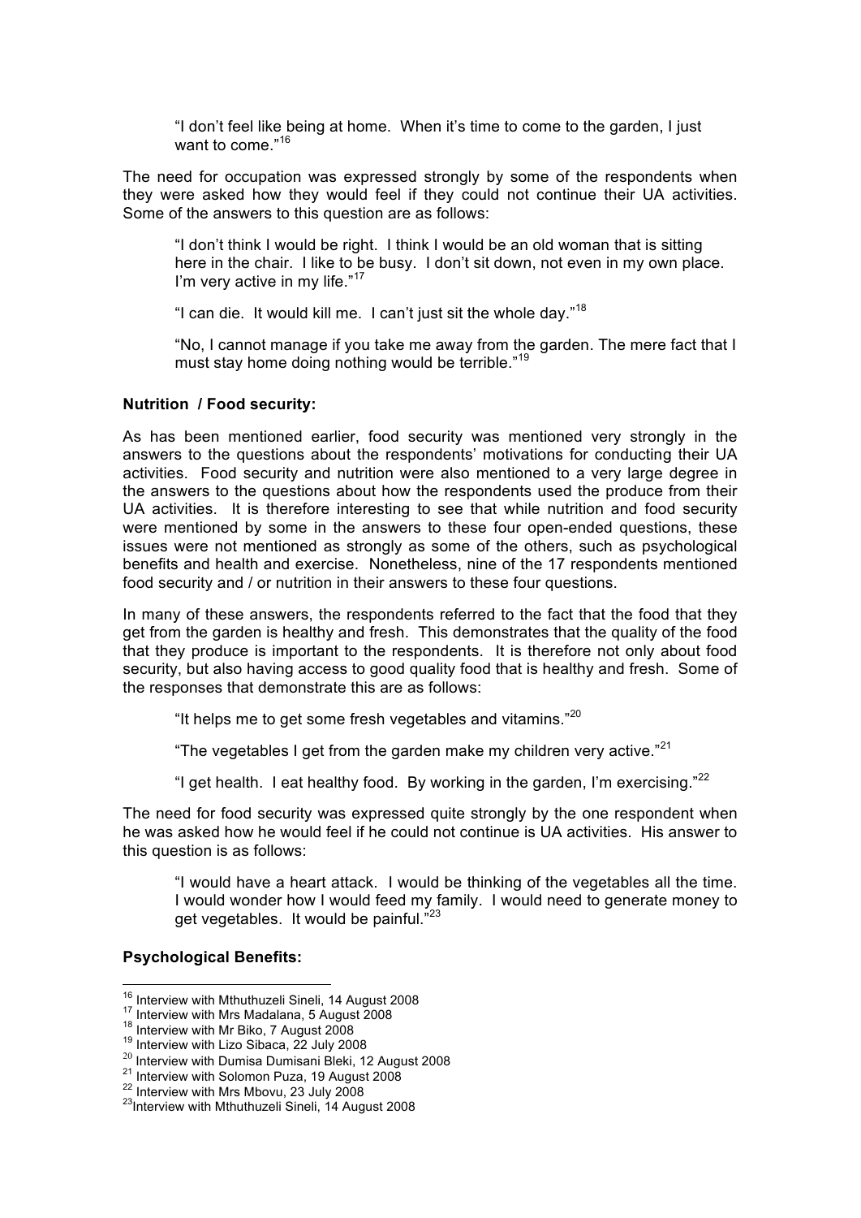"I don't feel like being at home. When it's time to come to the garden, I just want to come."[16]

The need for occupation was expressed strongly by some of the respondents when they were asked how they would feel if they could not continue their UA activities. Some of the answers to this question are as follows:

"I don't think I would be right. I think I would be an old woman that is sitting here in the chair. I like to be busy. I don't sit down, not even in my own place. I'm very active in my life."[17]

"I can die. It would kill me. I can't just sit the whole day."[18]

"No, I cannot manage if you take me away from the garden. The mere fact that I must stay home doing nothing would be terrible."[19]

**Nutrition / Food security:**

As has been mentioned earlier, food security was mentioned very strongly in the answers to the questions about the respondents' motivations for conducting their UA activities. Food security and nutrition were also mentioned to a very large degree in the answers to the questions about how the respondents used the produce from their UA activities. It is therefore interesting to see that while nutrition and food security were mentioned by some in the answers to these four open-ended questions, these issues were not mentioned as strongly as some of the others, such as psychological benefits and health and exercise. Nonetheless, nine of the 17 respondents mentioned food security and / or nutrition in their answers to these four questions.

In many of these answers, the respondents referred to the fact that the food that they get from the garden is healthy and fresh. This demonstrates that the quality of the food that they produce is important to the respondents. It is therefore not only about food security, but also having access to good quality food that is healthy and fresh. Some of the responses that demonstrate this are as follows:

"It helps me to get some fresh vegetables and vitamins."[20]

"The vegetables I get from the garden make my children very active."[21]

"I get health. I eat healthy food. By working in the garden, I'm exercising."[22]

The need for food security was expressed quite strongly by the one respondent when he was asked how he would feel if he could not continue is UA activities. His answer to this question is as follows:

"I would have a heart attack. I would be thinking of the vegetables all the time. I would wonder how I would feed my family. I would need to generate money to get vegetables. It would be painful."[23]

**Psychological Benefits:**

[16] Interview with Mthuthuzeli Sineli, 14 August 2008
[17] Interview with Mrs Madalana, 5 August 2008
[18] Interview with Mr Biko, 7 August 2008
[19] Interview with Lizo Sibaca, 22 July 2008
[20] Interview with Dumisa Dumisani Bleki, 12 August 2008
[21] Interview with Solomon Puza, 19 August 2008
[22] Interview with Mrs Mbovu, 23 July 2008
[23] Interview with Mthuthuzeli Sineli, 14 August 2008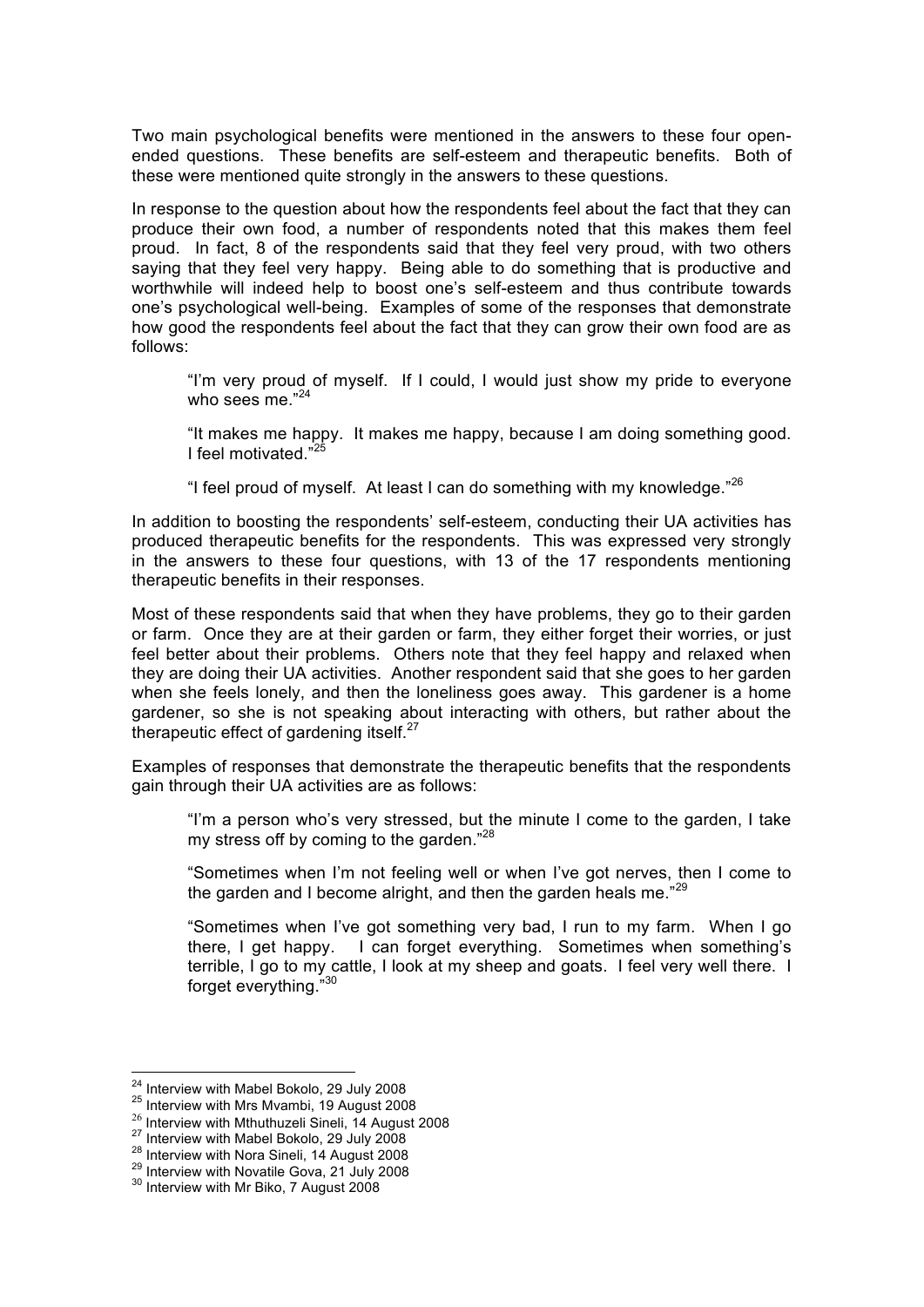Two main psychological benefits were mentioned in the answers to these four open-ended questions. These benefits are self-esteem and therapeutic benefits. Both of these were mentioned quite strongly in the answers to these questions.

In response to the question about how the respondents feel about the fact that they can produce their own food, a number of respondents noted that this makes them feel proud. In fact, 8 of the respondents said that they feel very proud, with two others saying that they feel very happy. Being able to do something that is productive and worthwhile will indeed help to boost one's self-esteem and thus contribute towards one's psychological well-being. Examples of some of the responses that demonstrate how good the respondents feel about the fact that they can grow their own food are as follows:

> "I'm very proud of myself. If I could, I would just show my pride to everyone who sees me."[24]
>
> "It makes me happy. It makes me happy, because I am doing something good. I feel motivated."[25]
>
> "I feel proud of myself. At least I can do something with my knowledge."[26]

In addition to boosting the respondents' self-esteem, conducting their UA activities has produced therapeutic benefits for the respondents. This was expressed very strongly in the answers to these four questions, with 13 of the 17 respondents mentioning therapeutic benefits in their responses.

Most of these respondents said that when they have problems, they go to their garden or farm. Once they are at their garden or farm, they either forget their worries, or just feel better about their problems. Others note that they feel happy and relaxed when they are doing their UA activities. Another respondent said that she goes to her garden when she feels lonely, and then the loneliness goes away. This gardener is a home gardener, so she is not speaking about interacting with others, but rather about the therapeutic effect of gardening itself.[27]

Examples of responses that demonstrate the therapeutic benefits that the respondents gain through their UA activities are as follows:

> "I'm a person who's very stressed, but the minute I come to the garden, I take my stress off by coming to the garden."[28]
>
> "Sometimes when I'm not feeling well or when I've got nerves, then I come to the garden and I become alright, and then the garden heals me."[29]
>
> "Sometimes when I've got something very bad, I run to my farm. When I go there, I get happy. I can forget everything. Sometimes when something's terrible, I go to my cattle, I look at my sheep and goats. I feel very well there. I forget everything."[30]

---

[24] Interview with Mabel Bokolo, 29 July 2008
[25] Interview with Mrs Mvambi, 19 August 2008
[26] Interview with Mthuthuzeli Sineli, 14 August 2008
[27] Interview with Mabel Bokolo, 29 July 2008
[28] Interview with Nora Sineli, 14 August 2008
[29] Interview with Novatile Gova, 21 July 2008
[30] Interview with Mr Biko, 7 August 2008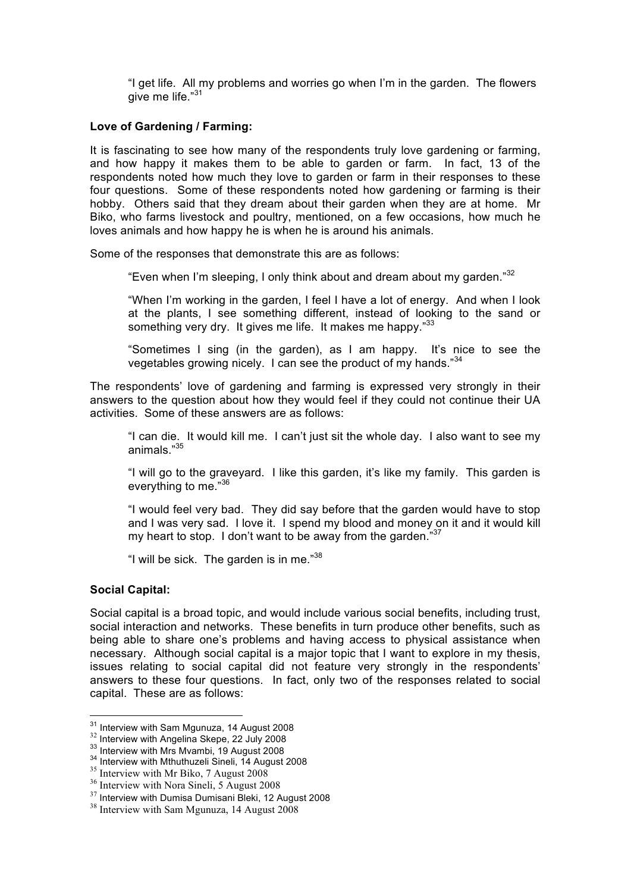> "I get life. All my problems and worries go when I'm in the garden. The flowers give me life."[31]

**Love of Gardening / Farming:**

It is fascinating to see how many of the respondents truly love gardening or farming, and how happy it makes them to be able to garden or farm. In fact, 13 of the respondents noted how much they love to garden or farm in their responses to these four questions. Some of these respondents noted how gardening or farming is their hobby. Others said that they dream about their garden when they are at home. Mr Biko, who farms livestock and poultry, mentioned, on a few occasions, how much he loves animals and how happy he is when he is around his animals.

Some of the responses that demonstrate this are as follows:

> "Even when I'm sleeping, I only think about and dream about my garden."[32]
>
> "When I'm working in the garden, I feel I have a lot of energy. And when I look at the plants, I see something different, instead of looking to the sand or something very dry. It gives me life. It makes me happy."[33]
>
> "Sometimes I sing (in the garden), as I am happy. It's nice to see the vegetables growing nicely. I can see the product of my hands."[34]

The respondents' love of gardening and farming is expressed very strongly in their answers to the question about how they would feel if they could not continue their UA activities. Some of these answers are as follows:

> "I can die. It would kill me. I can't just sit the whole day. I also want to see my animals."[35]
>
> "I will go to the graveyard. I like this garden, it's like my family. This garden is everything to me."[36]
>
> "I would feel very bad. They did say before that the garden would have to stop and I was very sad. I love it. I spend my blood and money on it and it would kill my heart to stop. I don't want to be away from the garden."[37]
>
> "I will be sick. The garden is in me."[38]

**Social Capital:**

Social capital is a broad topic, and would include various social benefits, including trust, social interaction and networks. These benefits in turn produce other benefits, such as being able to share one's problems and having access to physical assistance when necessary. Although social capital is a major topic that I want to explore in my thesis, issues relating to social capital did not feature very strongly in the respondents' answers to these four questions. In fact, only two of the responses related to social capital. These are as follows:

---

[31] Interview with Sam Mgunuza, 14 August 2008
[32] Interview with Angelina Skepe, 22 July 2008
[33] Interview with Mrs Mvambi, 19 August 2008
[34] Interview with Mthuthuzeli Sineli, 14 August 2008
[35] Interview with Mr Biko, 7 August 2008
[36] Interview with Nora Sineli, 5 August 2008
[37] Interview with Dumisa Dumisani Bleki, 12 August 2008
[38] Interview with Sam Mgunuza, 14 August 2008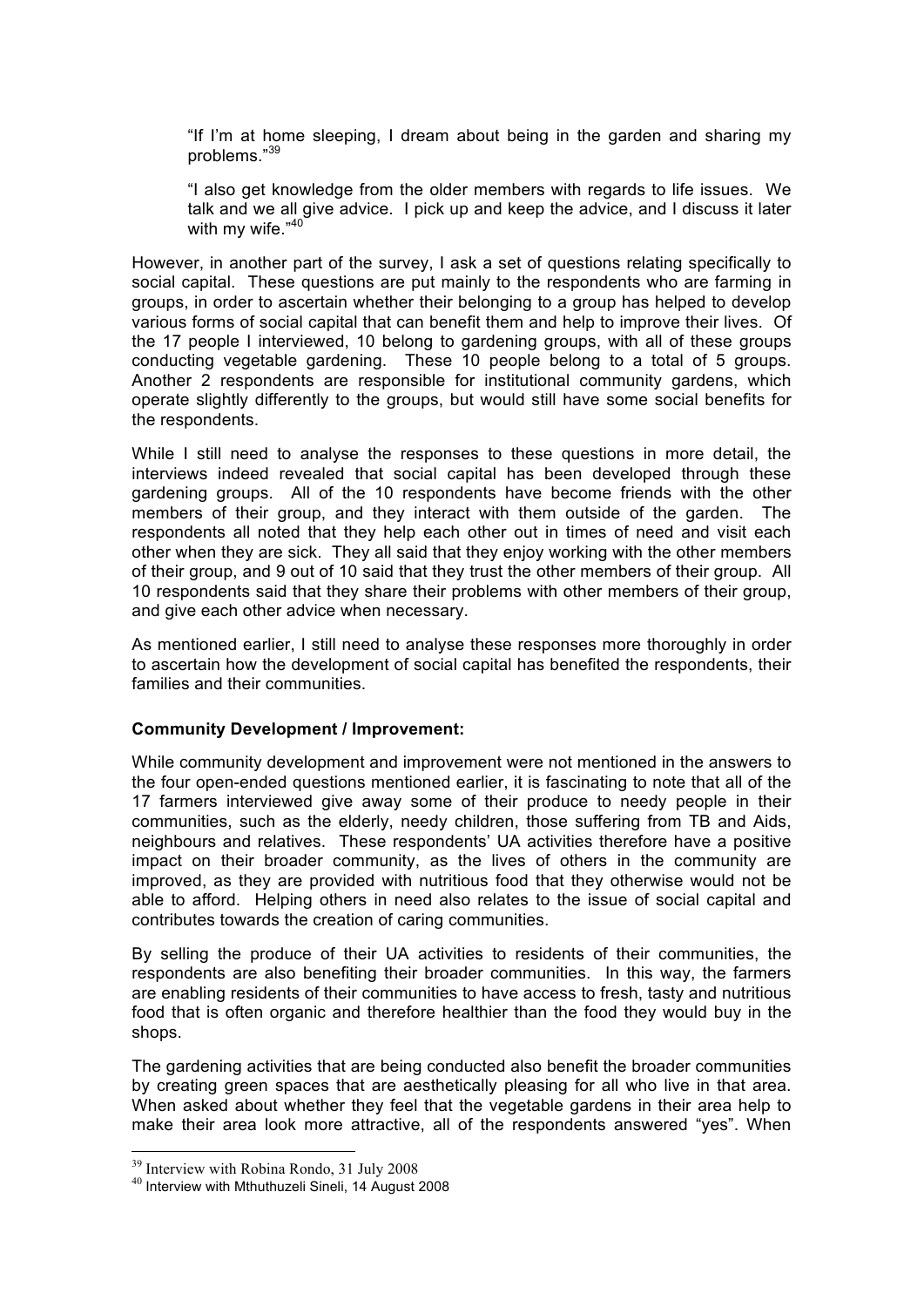> "If I'm at home sleeping, I dream about being in the garden and sharing my problems."[39]

> "I also get knowledge from the older members with regards to life issues. We talk and we all give advice. I pick up and keep the advice, and I discuss it later with my wife."[40]

However, in another part of the survey, I ask a set of questions relating specifically to social capital. These questions are put mainly to the respondents who are farming in groups, in order to ascertain whether their belonging to a group has helped to develop various forms of social capital that can benefit them and help to improve their lives. Of the 17 people I interviewed, 10 belong to gardening groups, with all of these groups conducting vegetable gardening. These 10 people belong to a total of 5 groups. Another 2 respondents are responsible for institutional community gardens, which operate slightly differently to the groups, but would still have some social benefits for the respondents.

While I still need to analyse the responses to these questions in more detail, the interviews indeed revealed that social capital has been developed through these gardening groups. All of the 10 respondents have become friends with the other members of their group, and they interact with them outside of the garden. The respondents all noted that they help each other out in times of need and visit each other when they are sick. They all said that they enjoy working with the other members of their group, and 9 out of 10 said that they trust the other members of their group. All 10 respondents said that they share their problems with other members of their group, and give each other advice when necessary.

As mentioned earlier, I still need to analyse these responses more thoroughly in order to ascertain how the development of social capital has benefited the respondents, their families and their communities.

**Community Development / Improvement:**

While community development and improvement were not mentioned in the answers to the four open-ended questions mentioned earlier, it is fascinating to note that all of the 17 farmers interviewed give away some of their produce to needy people in their communities, such as the elderly, needy children, those suffering from TB and Aids, neighbours and relatives. These respondents' UA activities therefore have a positive impact on their broader community, as the lives of others in the community are improved, as they are provided with nutritious food that they otherwise would not be able to afford. Helping others in need also relates to the issue of social capital and contributes towards the creation of caring communities.

By selling the produce of their UA activities to residents of their communities, the respondents are also benefiting their broader communities. In this way, the farmers are enabling residents of their communities to have access to fresh, tasty and nutritious food that is often organic and therefore healthier than the food they would buy in the shops.

The gardening activities that are being conducted also benefit the broader communities by creating green spaces that are aesthetically pleasing for all who live in that area. When asked about whether they feel that the vegetable gardens in their area help to make their area look more attractive, all of the respondents answered "yes". When

---

[39] Interview with Robina Rondo, 31 July 2008

[40] Interview with Mthuthuzeli Sineli, 14 August 2008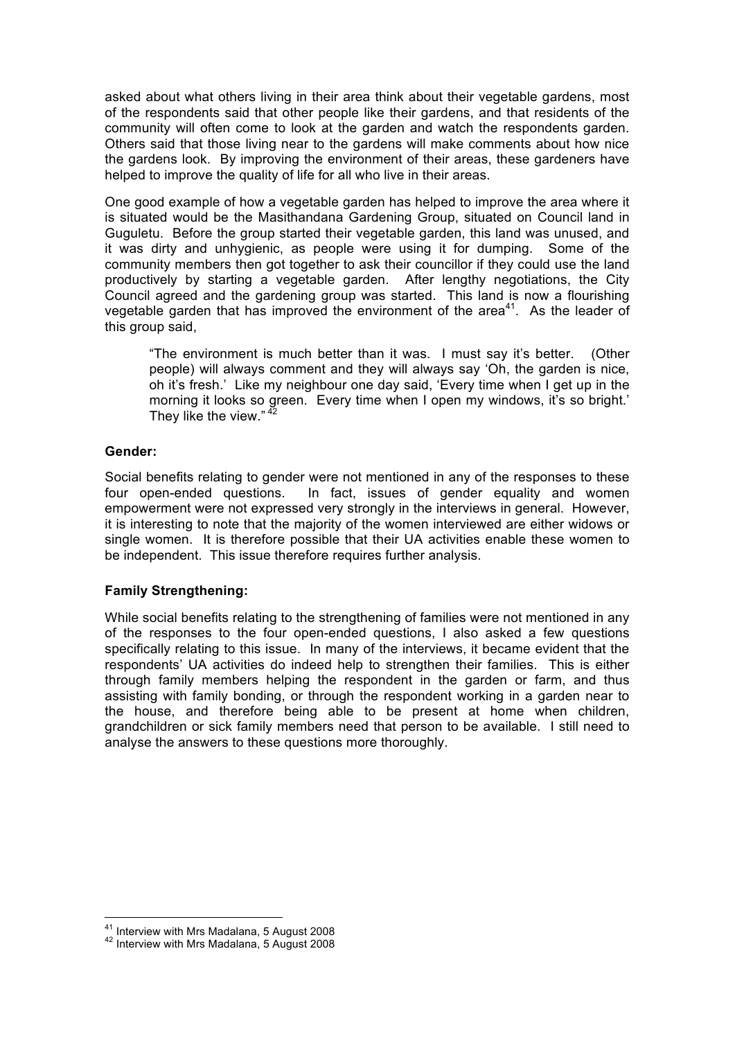asked about what others living in their area think about their vegetable gardens, most of the respondents said that other people like their gardens, and that residents of the community will often come to look at the garden and watch the respondents garden. Others said that those living near to the gardens will make comments about how nice the gardens look. By improving the environment of their areas, these gardeners have helped to improve the quality of life for all who live in their areas.

One good example of how a vegetable garden has helped to improve the area where it is situated would be the Masithandana Gardening Group, situated on Council land in Guguletu. Before the group started their vegetable garden, this land was unused, and it was dirty and unhygienic, as people were using it for dumping. Some of the community members then got together to ask their councillor if they could use the land productively by starting a vegetable garden. After lengthy negotiations, the City Council agreed and the gardening group was started. This land is now a flourishing vegetable garden that has improved the environment of the area[41]. As the leader of this group said,

> "The environment is much better than it was. I must say it's better. (Other people) will always comment and they will always say 'Oh, the garden is nice, oh it's fresh.' Like my neighbour one day said, 'Every time when I get up in the morning it looks so green. Every time when I open my windows, it's so bright.' They like the view." [42]

**Gender:**

Social benefits relating to gender were not mentioned in any of the responses to these four open-ended questions. In fact, issues of gender equality and women empowerment were not expressed very strongly in the interviews in general. However, it is interesting to note that the majority of the women interviewed are either widows or single women. It is therefore possible that their UA activities enable these women to be independent. This issue therefore requires further analysis.

**Family Strengthening:**

While social benefits relating to the strengthening of families were not mentioned in any of the responses to the four open-ended questions, I also asked a few questions specifically relating to this issue. In many of the interviews, it became evident that the respondents' UA activities do indeed help to strengthen their families. This is either through family members helping the respondent in the garden or farm, and thus assisting with family bonding, or through the respondent working in a garden near to the house, and therefore being able to be present at home when children, grandchildren or sick family members need that person to be available. I still need to analyse the answers to these questions more thoroughly.

---

[41] Interview with Mrs Madalana, 5 August 2008

[42] Interview with Mrs Madalana, 5 August 2008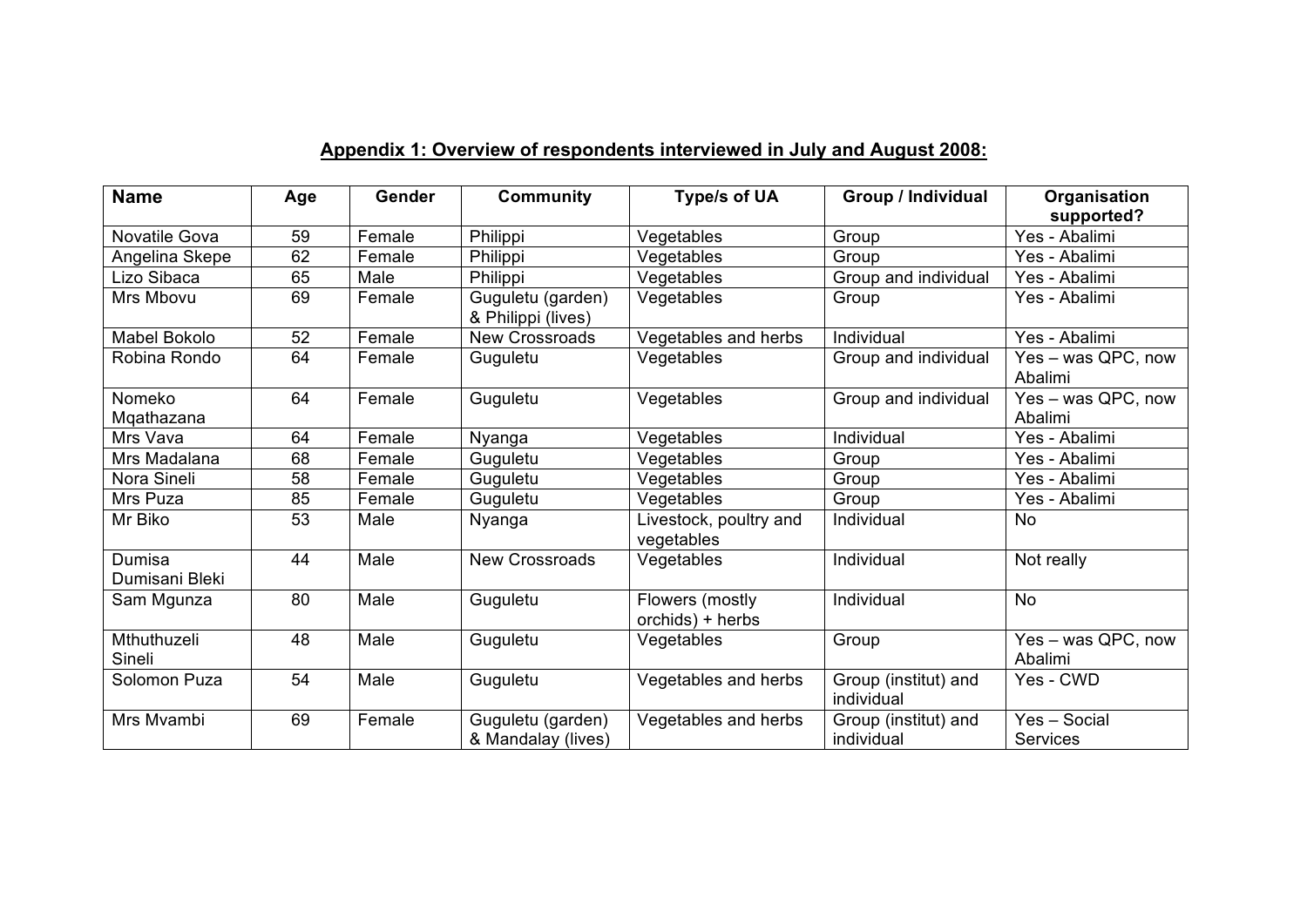**Appendix 1: Overview of respondents interviewed in July and August 2008:**

| Name | Age | Gender | Community | Type/s of UA | Group / Individual | Organisation supported? |
|---|---|---|---|---|---|---|
| Novatile Gova | 59 | Female | Philippi | Vegetables | Group | Yes - Abalimi |
| Angelina Skepe | 62 | Female | Philippi | Vegetables | Group | Yes - Abalimi |
| Lizo Sibaca | 65 | Male | Philippi | Vegetables | Group and individual | Yes - Abalimi |
| Mrs Mbovu | 69 | Female | Guguletu (garden) & Philippi (lives) | Vegetables | Group | Yes - Abalimi |
| Mabel Bokolo | 52 | Female | New Crossroads | Vegetables and herbs | Individual | Yes - Abalimi |
| Robina Rondo | 64 | Female | Guguletu | Vegetables | Group and individual | Yes – was QPC, now Abalimi |
| Nomeko Mqathazana | 64 | Female | Guguletu | Vegetables | Group and individual | Yes – was QPC, now Abalimi |
| Mrs Vava | 64 | Female | Nyanga | Vegetables | Individual | Yes - Abalimi |
| Mrs Madalana | 68 | Female | Guguletu | Vegetables | Group | Yes - Abalimi |
| Nora Sineli | 58 | Female | Guguletu | Vegetables | Group | Yes - Abalimi |
| Mrs Puza | 85 | Female | Guguletu | Vegetables | Group | Yes - Abalimi |
| Mr Biko | 53 | Male | Nyanga | Livestock, poultry and vegetables | Individual | No |
| Dumisa Dumisani Bleki | 44 | Male | New Crossroads | Vegetables | Individual | Not really |
| Sam Mgunza | 80 | Male | Guguletu | Flowers (mostly orchids) + herbs | Individual | No |
| Mthuthuzeli Sineli | 48 | Male | Guguletu | Vegetables | Group | Yes – was QPC, now Abalimi |
| Solomon Puza | 54 | Male | Guguletu | Vegetables and herbs | Group (institut) and individual | Yes - CWD |
| Mrs Mvambi | 69 | Female | Guguletu (garden) & Mandalay (lives) | Vegetables and herbs | Group (institut) and individual | Yes – Social Services |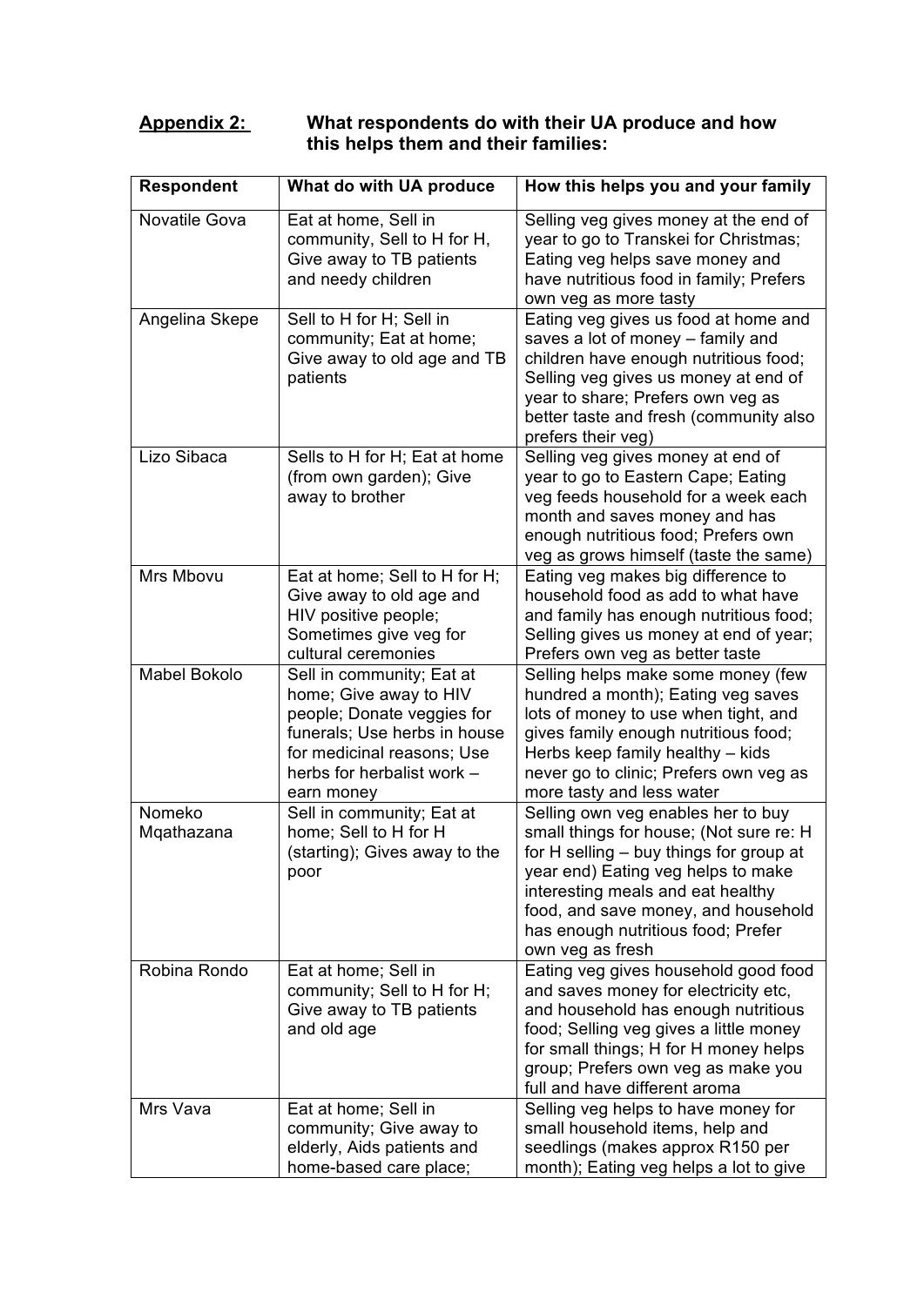**Appendix 2:** **What respondents do with their UA produce and how this helps them and their families:**

| Respondent | What do with UA produce | How this helps you and your family |
|---|---|---|
| Novatile Gova | Eat at home, Sell in community, Sell to H for H, Give away to TB patients and needy children | Selling veg gives money at the end of year to go to Transkei for Christmas; Eating veg helps save money and have nutritious food in family; Prefers own veg as more tasty |
| Angelina Skepe | Sell to H for H; Sell in community; Eat at home; Give away to old age and TB patients | Eating veg gives us food at home and saves a lot of money – family and children have enough nutritious food; Selling veg gives us money at end of year to share; Prefers own veg as better taste and fresh (community also prefers their veg) |
| Lizo Sibaca | Sells to H for H; Eat at home (from own garden); Give away to brother | Selling veg gives money at end of year to go to Eastern Cape; Eating veg feeds household for a week each month and saves money and has enough nutritious food; Prefers own veg as grows himself (taste the same) |
| Mrs Mbovu | Eat at home; Sell to H for H; Give away to old age and HIV positive people; Sometimes give veg for cultural ceremonies | Eating veg makes big difference to household food as add to what have and family has enough nutritious food; Selling gives us money at end of year; Prefers own veg as better taste |
| Mabel Bokolo | Sell in community; Eat at home; Give away to HIV people; Donate veggies for funerals; Use herbs in house for medicinal reasons; Use herbs for herbalist work – earn money | Selling helps make some money (few hundred a month); Eating veg saves lots of money to use when tight, and gives family enough nutritious food; Herbs keep family healthy – kids never go to clinic; Prefers own veg as more tasty and less water |
| Nomeko Mqathazana | Sell in community; Eat at home; Sell to H for H (starting); Gives away to the poor | Selling own veg enables her to buy small things for house; (Not sure re: H for H selling – buy things for group at year end) Eating veg helps to make interesting meals and eat healthy food, and save money, and household has enough nutritious food; Prefer own veg as fresh |
| Robina Rondo | Eat at home; Sell in community; Sell to H for H; Give away to TB patients and old age | Eating veg gives household good food and saves money for electricity etc, and household has enough nutritious food; Selling veg gives a little money for small things; H for H money helps group; Prefers own veg as make you full and have different aroma |
| Mrs Vava | Eat at home; Sell in community; Give away to elderly, Aids patients and home-based care place; | Selling veg helps to have money for small household items, help and seedlings (makes approx R150 per month); Eating veg helps a lot to give |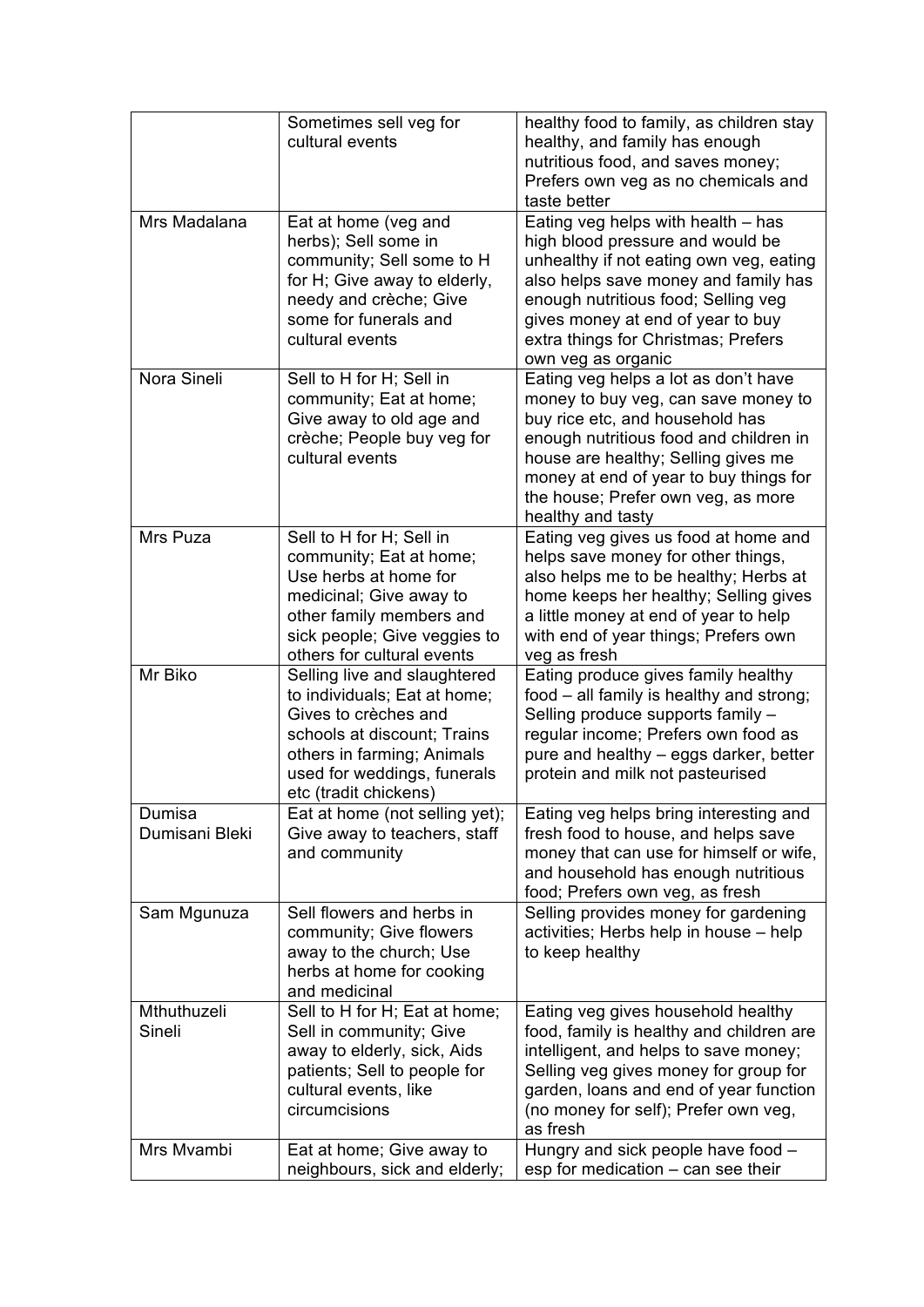|  | Sometimes sell veg for cultural events | healthy food to family, as children stay healthy, and family has enough nutritious food, and saves money; Prefers own veg as no chemicals and taste better |
|---|---|---|
| Mrs Madalana | Eat at home (veg and herbs); Sell some in community; Sell some to H for H; Give away to elderly, needy and crèche; Give some for funerals and cultural events | Eating veg helps with health – has high blood pressure and would be unhealthy if not eating own veg, eating also helps save money and family has enough nutritious food; Selling veg gives money at end of year to buy extra things for Christmas; Prefers own veg as organic |
| Nora Sineli | Sell to H for H; Sell in community; Eat at home; Give away to old age and crèche; People buy veg for cultural events | Eating veg helps a lot as don't have money to buy veg, can save money to buy rice etc, and household has enough nutritious food and children in house are healthy; Selling gives me money at end of year to buy things for the house; Prefer own veg, as more healthy and tasty |
| Mrs Puza | Sell to H for H; Sell in community; Eat at home; Use herbs at home for medicinal; Give away to other family members and sick people; Give veggies to others for cultural events | Eating veg gives us food at home and helps save money for other things, also helps me to be healthy; Herbs at home keeps her healthy; Selling gives a little money at end of year to help with end of year things; Prefers own veg as fresh |
| Mr Biko | Selling live and slaughtered to individuals; Eat at home; Gives to crèches and schools at discount; Trains others in farming; Animals used for weddings, funerals etc (tradit chickens) | Eating produce gives family healthy food – all family is healthy and strong; Selling produce supports family – regular income; Prefers own food as pure and healthy – eggs darker, better protein and milk not pasteurised |
| Dumisa Dumisani Bleki | Eat at home (not selling yet); Give away to teachers, staff and community | Eating veg helps bring interesting and fresh food to house, and helps save money that can use for himself or wife, and household has enough nutritious food; Prefers own veg, as fresh |
| Sam Mgunuza | Sell flowers and herbs in community; Give flowers away to the church; Use herbs at home for cooking and medicinal | Selling provides money for gardening activities; Herbs help in house – help to keep healthy |
| Mthuthuzeli Sineli | Sell to H for H; Eat at home; Sell in community; Give away to elderly, sick, Aids patients; Sell to people for cultural events, like circumcisions | Eating veg gives household healthy food, family is healthy and children are intelligent, and helps to save money; Selling veg gives money for group for garden, loans and end of year function (no money for self); Prefer own veg, as fresh |
| Mrs Mvambi | Eat at home; Give away to neighbours, sick and elderly; | Hungry and sick people have food – esp for medication – can see their |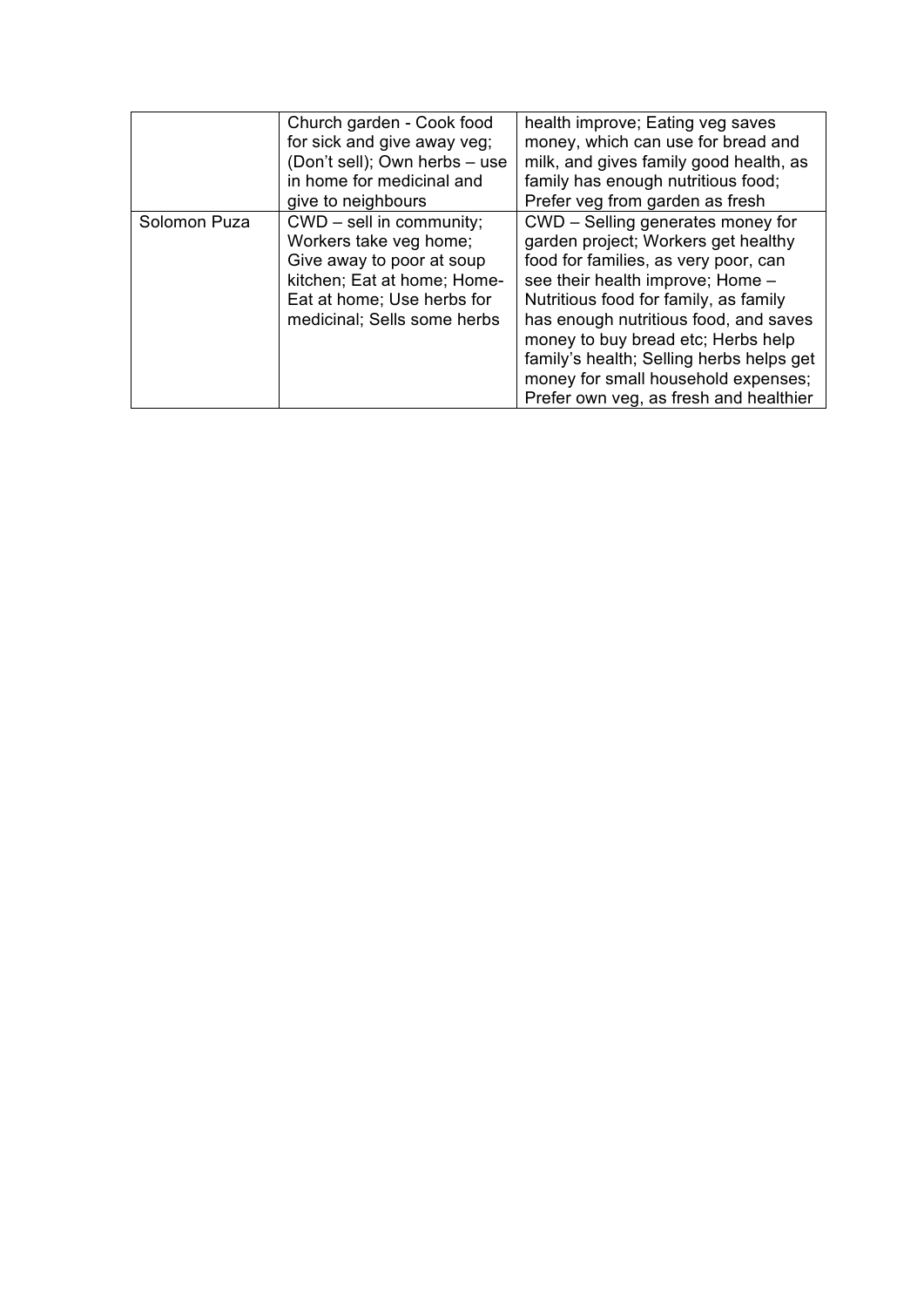| | | |
|---|---|---|
| | Church garden - Cook food for sick and give away veg; (Don't sell); Own herbs – use in home for medicinal and give to neighbours | health improve; Eating veg saves money, which can use for bread and milk, and gives family good health, as family has enough nutritious food; Prefer veg from garden as fresh |
| Solomon Puza | CWD – sell in community; Workers take veg home; Give away to poor at soup kitchen; Eat at home; Home- Eat at home; Use herbs for medicinal; Sells some herbs | CWD – Selling generates money for garden project; Workers get healthy food for families, as very poor, can see their health improve; Home – Nutritious food for family, as family has enough nutritious food, and saves money to buy bread etc; Herbs help family's health; Selling herbs helps get money for small household expenses; Prefer own veg, as fresh and healthier |